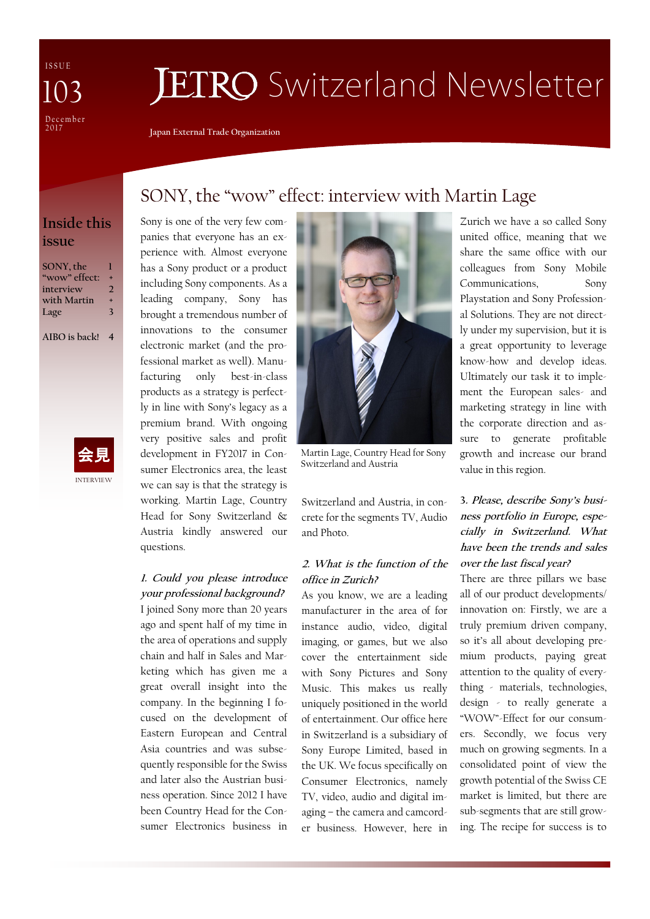ISSUE 103

December 2017

# JETRO Switzerland Newsletter

Japan External Trade Organization

## Inside this issue

SONY, the "wow" effect: interview with Martin Lage — 1 + 2 + 3

AIBO is back! — 4

会見

INTERVIEW

## SONY, the "wow" effect: interview with Martin Lage

Sony is one of the very few companies that everyone has an experience with. Almost everyone has a Sony product or a product including Sony components. As a leading company, Sony has brought a tremendous number of innovations to the consumer electronic market (and the professional market as well). Manufacturing only best-in-class products as a strategy is perfectly in line with Sony's legacy as a premium brand. With ongoing very positive sales and profit development in FY2017 in Consumer Electronics area, the least we can say is that the strategy is working. Martin Lage, Country Head for Sony Switzerland & Austria kindly answered our questions.

Martin Lage, Country Head for Sony Switzerland and Austria

*1. Could you please introduce your professional background?*

I joined Sony more than 20 years ago and spent half of my time in the area of operations and supply chain and half in Sales and Marketing which has given me a great overall insight into the company. In the beginning I focused on the development of Eastern European and Central Asia countries and was subsequently responsible for the Swiss and later also the Austrian business operation. Since 2012 I have been Country Head for the Consumer Electronics business in Switzerland and Austria, in concrete for the segments TV, Audio and Photo.

*2. What is the function of the office in Zurich?*

As you know, we are a leading manufacturer in the area of for instance audio, video, digital imaging, or games, but we also cover the entertainment side with Sony Pictures and Sony Music. This makes us really uniquely positioned in the world of entertainment. Our office here in Switzerland is a subsidiary of Sony Europe Limited, based in the UK. We focus specifically on Consumer Electronics, namely TV, video, audio and digital imaging – the camera and camcorder business. However, here in Zurich we have a so called Sony united office, meaning that we share the same office with our colleagues from Sony Mobile Communications, Sony Playstation and Sony Professional Solutions. They are not directly under my supervision, but it is a great opportunity to leverage know-how and develop ideas. Ultimately our task it to implement the European sales- and marketing strategy in line with the corporate direction and assure to generate profitable growth and increase our brand value in this region.

*3. Please, describe Sony's business portfolio in Europe, especially in Switzerland. What have been the trends and sales over the last fiscal year?*

There are three pillars we base all of our product developments/ innovation on: Firstly, we are a truly premium driven company, so it's all about developing premium products, paying great attention to the quality of everything - materials, technologies, design - to really generate a "WOW"-Effect for our consumers. Secondly, we focus very much on growing segments. In a consolidated point of view the growth potential of the Swiss CE market is limited, but there are sub-segments that are still growing. The recipe for success is to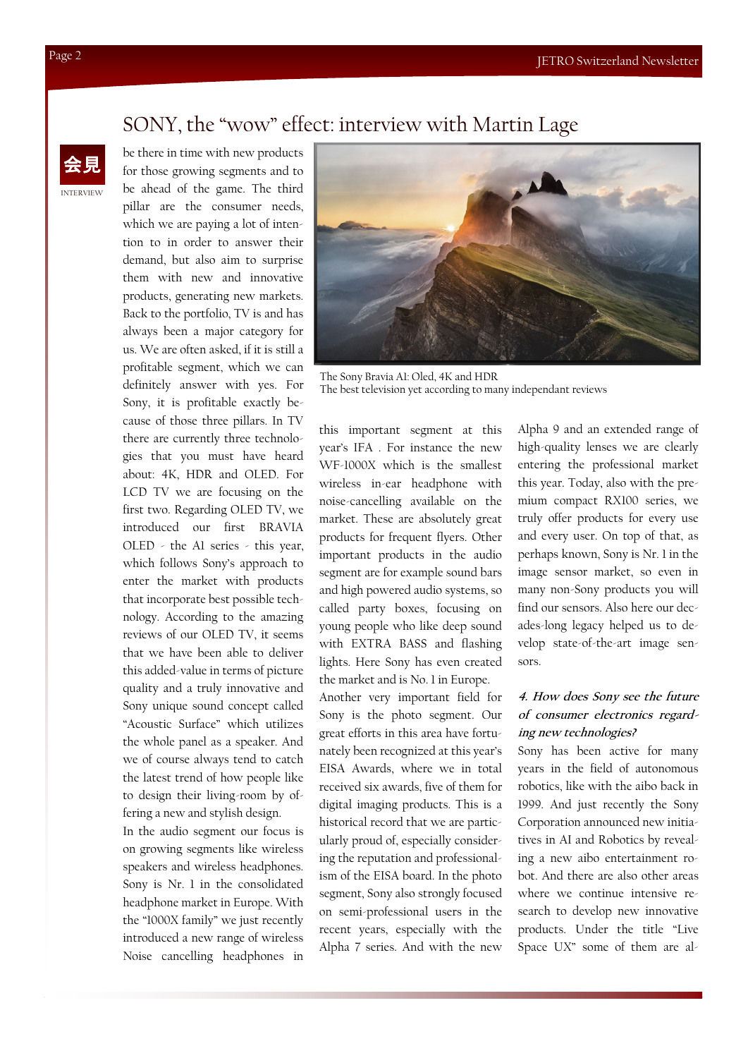# SONY, the “wow” effect: interview with Martin Lage

会見

INTERVIEW

be there in time with new products for those growing segments and to be ahead of the game. The third pillar are the consumer needs, which we are paying a lot of intention to in order to answer their demand, but also aim to surprise them with new and innovative products, generating new markets. Back to the portfolio, TV is and has always been a major category for us. We are often asked, if it is still a profitable segment, which we can definitely answer with yes. For Sony, it is profitable exactly because of those three pillars. In TV there are currently three technologies that you must have heard about: 4K, HDR and OLED. For LCD TV we are focusing on the first two. Regarding OLED TV, we introduced our first BRAVIA OLED - the A1 series - this year, which follows Sony’s approach to enter the market with products that incorporate best possible technology. According to the amazing reviews of our OLED TV, it seems that we have been able to deliver this added-value in terms of picture quality and a truly innovative and Sony unique sound concept called “Acoustic Surface” which utilizes the whole panel as a speaker. And we of course always tend to catch the latest trend of how people like to design their living-room by offering a new and stylish design.

In the audio segment our focus is on growing segments like wireless speakers and wireless headphones. Sony is Nr. 1 in the consolidated headphone market in Europe. With the “1000X family” we just recently introduced a new range of wireless Noise cancelling headphones in this important segment at this year’s IFA . For instance the new WF-1000X which is the smallest wireless in-ear headphone with noise-cancelling available on the market. These are absolutely great products for frequent flyers. Other important products in the audio segment are for example sound bars and high powered audio systems, so called party boxes, focusing on young people who like deep sound with EXTRA BASS and flashing lights. Here Sony has even created the market and is No. 1 in Europe.

Another very important field for Sony is the photo segment. Our great efforts in this area have fortunately been recognized at this year’s EISA Awards, where we in total received six awards, five of them for digital imaging products. This is a historical record that we are particularly proud of, especially considering the reputation and professionalism of the EISA board. In the photo segment, Sony also strongly focused on semi-professional users in the recent years, especially with the Alpha 7 series. And with the new Alpha 9 and an extended range of high-quality lenses we are clearly entering the professional market this year. Today, also with the premium compact RX100 series, we truly offer products for every use and every user. On top of that, as perhaps known, Sony is Nr. 1 in the image sensor market, so even in many non-Sony products you will find our sensors. Also here our decades-long legacy helped us to develop state-of-the-art image sensors.

The Sony Bravia A1: Oled, 4K and HDR
The best television yet according to many independant reviews

***4. How does Sony see the future of consumer electronics regarding new technologies?***

Sony has been active for many years in the field of autonomous robotics, like with the aibo back in 1999. And just recently the Sony Corporation announced new initiatives in AI and Robotics by revealing a new aibo entertainment robot. And there are also other areas where we continue intensive research to develop new innovative products. Under the title “Live Space UX” some of them are al-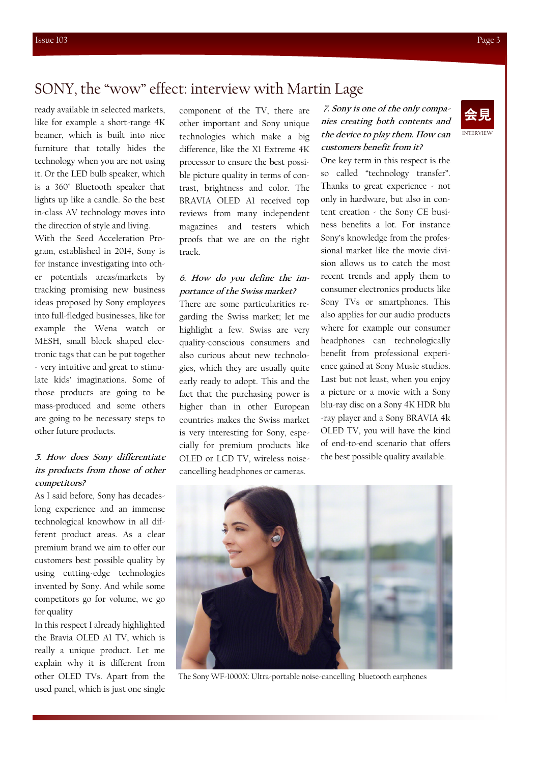# SONY, the "wow" effect: interview with Martin Lage

会見
INTERVIEW

ready available in selected markets, like for example a short-range 4K beamer, which is built into nice furniture that totally hides the technology when you are not using it. Or the LED bulb speaker, which is a 360° Bluetooth speaker that lights up like a candle. So the best in-class AV technology moves into the direction of style and living.

With the Seed Acceleration Program, established in 2014, Sony is for instance investigating into other potentials areas/markets by tracking promising new business ideas proposed by Sony employees into full-fledged businesses, like for example the Wena watch or MESH, small block shaped electronic tags that can be put together - very intuitive and great to stimulate kids' imaginations. Some of those products are going to be mass-produced and some others are going to be necessary steps to other future products.

***5. How does Sony differentiate its products from those of other competitors?***

As I said before, Sony has decades-long experience and an immense technological knowhow in all different product areas. As a clear premium brand we aim to offer our customers best possible quality by using cutting-edge technologies invented by Sony. And while some competitors go for volume, we go for quality

In this respect I already highlighted the Bravia OLED A1 TV, which is really a unique product. Let me explain why it is different from other OLED TVs. Apart from the used panel, which is just one single component of the TV, there are other important and Sony unique technologies which make a big difference, like the X1 Extreme 4K processor to ensure the best possible picture quality in terms of contrast, brightness and color. The BRAVIA OLED A1 received top reviews from many independent magazines and testers which proofs that we are on the right track.

***6. How do you define the importance of the Swiss market?***

There are some particularities regarding the Swiss market; let me highlight a few. Swiss are very quality-conscious consumers and also curious about new technologies, which they are usually quite early ready to adopt. This and the fact that the purchasing power is higher than in other European countries makes the Swiss market is very interesting for Sony, especially for premium products like OLED or LCD TV, wireless noise-cancelling headphones or cameras.

***7. Sony is one of the only companies creating both contents and the device to play them. How can customers benefit from it?***

One key term in this respect is the so called "technology transfer". Thanks to great experience - not only in hardware, but also in content creation - the Sony CE business benefits a lot. For instance Sony's knowledge from the professional market like the movie division allows us to catch the most recent trends and apply them to consumer electronics products like Sony TVs or smartphones. This also applies for our audio products where for example our consumer headphones can technologically benefit from professional experience gained at Sony Music studios. Last but not least, when you enjoy a picture or a movie with a Sony blu-ray disc on a Sony 4K HDR blu-ray player and a Sony BRAVIA 4k OLED TV, you will have the kind of end-to-end scenario that offers the best possible quality available.

The Sony WF-1000X: Ultra-portable noise-cancelling bluetooth earphones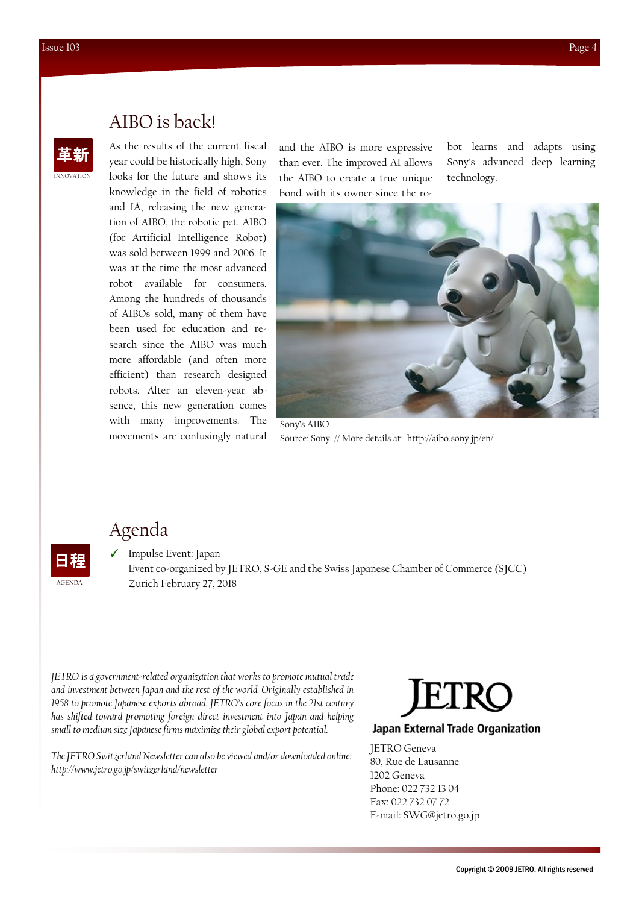## AIBO is back!

革新

INNOVATION

As the results of the current fiscal year could be historically high, Sony looks for the future and shows its knowledge in the field of robotics and IA, releasing the new generation of AIBO, the robotic pet. AIBO (for Artificial Intelligence Robot) was sold between 1999 and 2006. It was at the time the most advanced robot available for consumers. Among the hundreds of thousands of AIBOs sold, many of them have been used for education and research since the AIBO was much more affordable (and often more efficient) than research designed robots. After an eleven-year absence, this new generation comes with many improvements. The movements are confusingly natural and the AIBO is more expressive than ever. The improved AI allows the AIBO to create a true unique bond with its owner since the robot learns and adapts using Sony's advanced deep learning technology.

Sony's AIBO
Source: Sony // More details at: http://aibo.sony.jp/en/

---

## Agenda

日程

AGENDA

- ✓ Impulse Event: Japan
  Event co-organized by JETRO, S-GE and the Swiss Japanese Chamber of Commerce (SJCC)
  Zurich February 27, 2018

*JETRO is a government-related organization that works to promote mutual trade and investment between Japan and the rest of the world. Originally established in 1958 to promote Japanese exports abroad, JETRO's core focus in the 21st century has shifted toward promoting foreign direct investment into Japan and helping small to medium size Japanese firms maximize their global export potential.*

*The JETRO Switzerland Newsletter can also be viewed and/or downloaded online: http://www.jetro.go.jp/switzerland/newsletter*

JETRO
Japan External Trade Organization

JETRO Geneva
80, Rue de Lausanne
1202 Geneva
Phone: 022 732 13 04
Fax: 022 732 07 72
E-mail: SWG@jetro.go.jp

Copyright © 2009 JETRO. All rights reserved